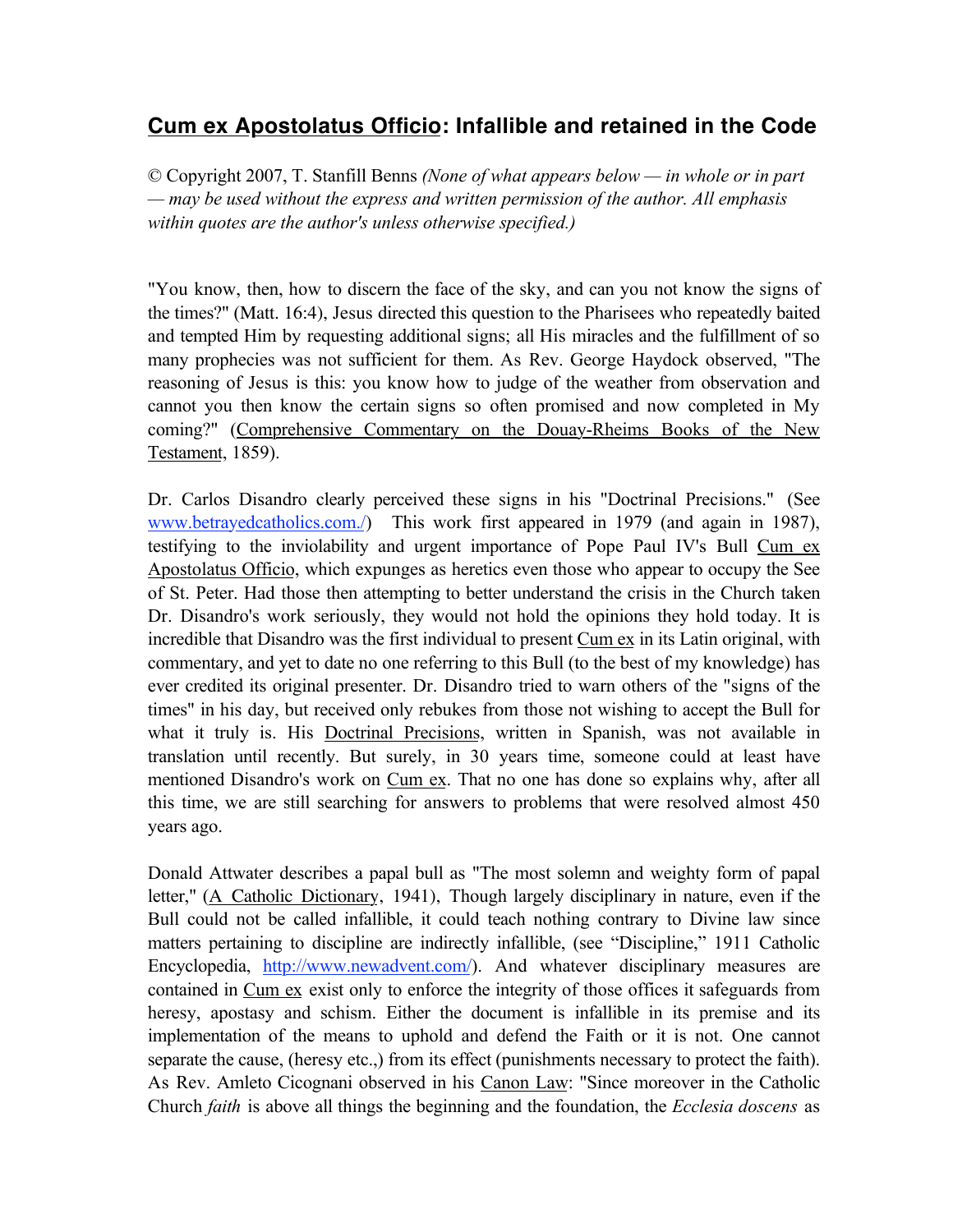# Cum ex Apostolatus Officio: Infallible and retained in the Code

© Copyright 2007, T. Stanfill Benns *(None of what appears below — in whole or in part — may be used without the express and written permission of the author. All emphasis within quotes are the author's unless otherwise specified.)*

"You know, then, how to discern the face of the sky, and can you not know the signs of the times?" (Matt. 16:4), Jesus directed this question to the Pharisees who repeatedly baited and tempted Him by requesting additional signs; all His miracles and the fulfillment of so many prophecies was not sufficient for them. As Rev. George Haydock observed, "The reasoning of Jesus is this: you know how to judge of the weather from observation and cannot you then know the certain signs so often promised and now completed in My coming?" (Comprehensive Commentary on the Douay-Rheims Books of the New Testament, 1859).

Dr. Carlos Disandro clearly perceived these signs in his "Doctrinal Precisions." (See www.betrayedcatholics.com./) This work first appeared in 1979 (and again in 1987), testifying to the inviolability and urgent importance of Pope Paul IV's Bull Cum ex Apostolatus Officio, which expunges as heretics even those who appear to occupy the See of St. Peter. Had those then attempting to better understand the crisis in the Church taken Dr. Disandro's work seriously, they would not hold the opinions they hold today. It is incredible that Disandro was the first individual to present Cum ex in its Latin original, with commentary, and yet to date no one referring to this Bull (to the best of my knowledge) has ever credited its original presenter. Dr. Disandro tried to warn others of the "signs of the times" in his day, but received only rebukes from those not wishing to accept the Bull for what it truly is. His Doctrinal Precisions, written in Spanish, was not available in translation until recently. But surely, in 30 years time, someone could at least have mentioned Disandro's work on Cum ex. That no one has done so explains why, after all this time, we are still searching for answers to problems that were resolved almost 450 years ago.

Donald Attwater describes a papal bull as "The most solemn and weighty form of papal letter," (A Catholic Dictionary, 1941), Though largely disciplinary in nature, even if the Bull could not be called infallible, it could teach nothing contrary to Divine law since matters pertaining to discipline are indirectly infallible, (see "Discipline," 1911 Catholic Encyclopedia, http://www.newadvent.com/). And whatever disciplinary measures are contained in Cum ex exist only to enforce the integrity of those offices it safeguards from heresy, apostasy and schism. Either the document is infallible in its premise and its implementation of the means to uphold and defend the Faith or it is not. One cannot separate the cause, (heresy etc.,) from its effect (punishments necessary to protect the faith). As Rev. Amleto Cicognani observed in his Canon Law: "Since moreover in the Catholic Church *faith* is above all things the beginning and the foundation, the *Ecclesia doscens* as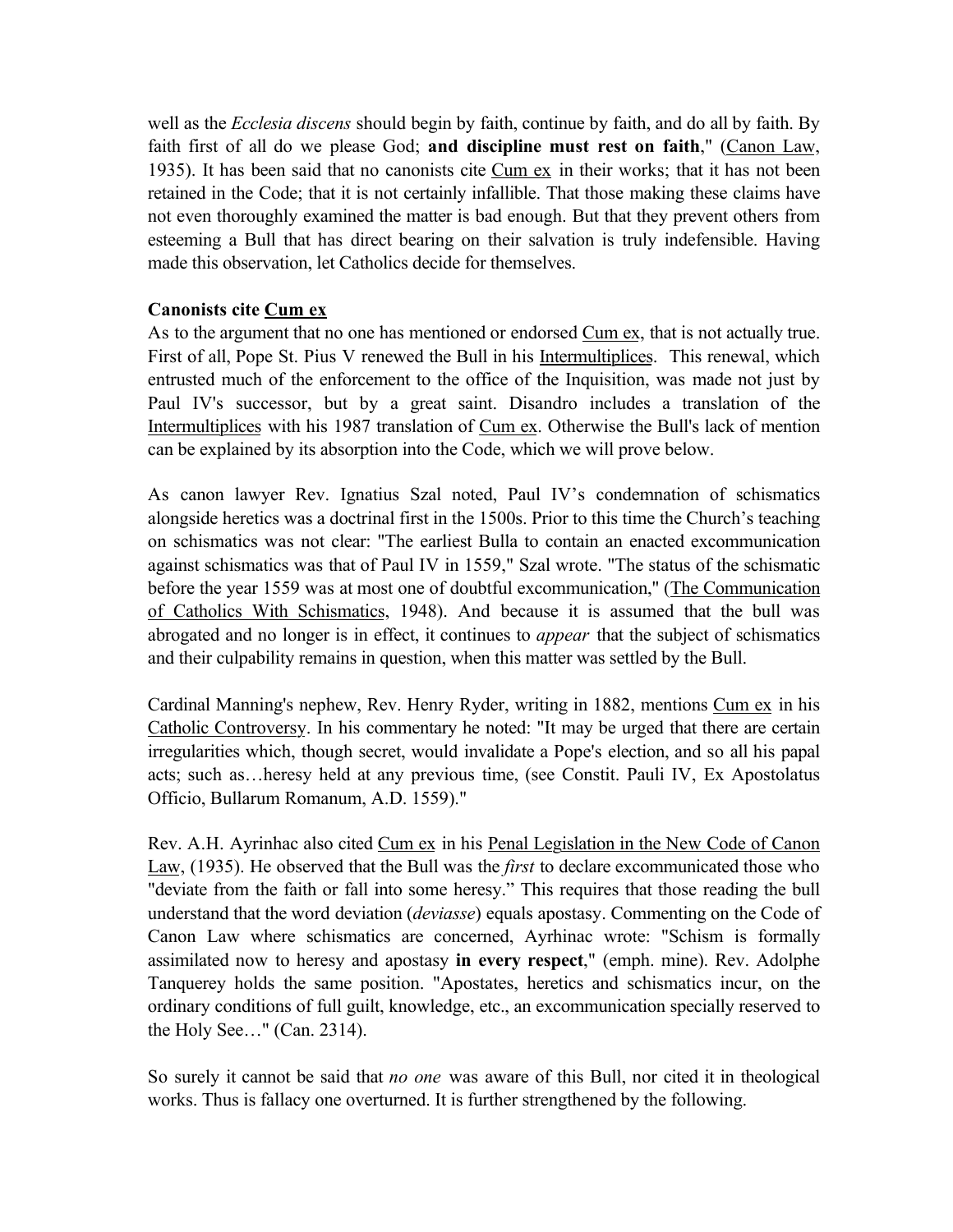well as the *Ecclesia discens* should begin by faith, continue by faith, and do all by faith. By faith first of all do we please God; **and discipline must rest on faith**," (Canon Law, 1935). It has been said that no canonists cite Cum ex in their works; that it has not been retained in the Code; that it is not certainly infallible. That those making these claims have not even thoroughly examined the matter is bad enough. But that they prevent others from esteeming a Bull that has direct bearing on their salvation is truly indefensible. Having made this observation, let Catholics decide for themselves.

**Canonists cite Cum ex**

As to the argument that no one has mentioned or endorsed Cum ex, that is not actually true. First of all, Pope St. Pius V renewed the Bull in his Intermultiplices. This renewal, which entrusted much of the enforcement to the office of the Inquisition, was made not just by Paul IV's successor, but by a great saint. Disandro includes a translation of the Intermultiplices with his 1987 translation of Cum ex. Otherwise the Bull's lack of mention can be explained by its absorption into the Code, which we will prove below.

As canon lawyer Rev. Ignatius Szal noted, Paul IV's condemnation of schismatics alongside heretics was a doctrinal first in the 1500s. Prior to this time the Church's teaching on schismatics was not clear: "The earliest Bulla to contain an enacted excommunication against schismatics was that of Paul IV in 1559," Szal wrote. "The status of the schismatic before the year 1559 was at most one of doubtful excommunication," (The Communication of Catholics With Schismatics, 1948). And because it is assumed that the bull was abrogated and no longer is in effect, it continues to *appear* that the subject of schismatics and their culpability remains in question, when this matter was settled by the Bull.

Cardinal Manning's nephew, Rev. Henry Ryder, writing in 1882, mentions Cum ex in his Catholic Controversy. In his commentary he noted: "It may be urged that there are certain irregularities which, though secret, would invalidate a Pope's election, and so all his papal acts; such as…heresy held at any previous time, (see Constit. Pauli IV, Ex Apostolatus Officio, Bullarum Romanum, A.D. 1559)."

Rev. A.H. Ayrinhac also cited Cum ex in his Penal Legislation in the New Code of Canon Law, (1935). He observed that the Bull was the *first* to declare excommunicated those who "deviate from the faith or fall into some heresy." This requires that those reading the bull understand that the word deviation (*deviasse*) equals apostasy. Commenting on the Code of Canon Law where schismatics are concerned, Ayrhinac wrote: "Schism is formally assimilated now to heresy and apostasy **in every respect**," (emph. mine). Rev. Adolphe Tanquerey holds the same position. "Apostates, heretics and schismatics incur, on the ordinary conditions of full guilt, knowledge, etc., an excommunication specially reserved to the Holy See…" (Can. 2314).

So surely it cannot be said that *no one* was aware of this Bull, nor cited it in theological works. Thus is fallacy one overturned. It is further strengthened by the following.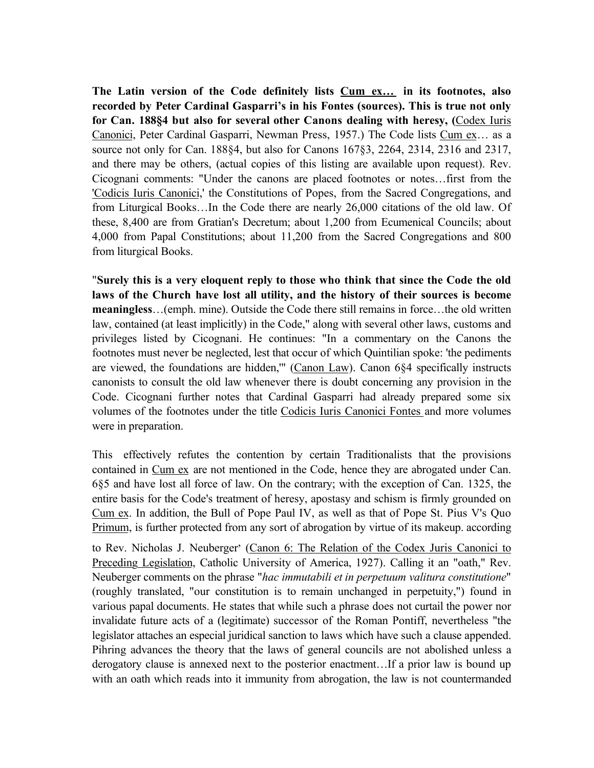**The Latin version of the Code definitely lists Cum ex… in its footnotes, also recorded by Peter Cardinal Gasparri's in his Fontes (sources). This is true not only for Can. 188§4 but also for several other Canons dealing with heresy, (**Codex Iuris Canonici, Peter Cardinal Gasparri, Newman Press, 1957.) The Code lists Cum ex… as a source not only for Can. 188§4, but also for Canons 167§3, 2264, 2314, 2316 and 2317, and there may be others, (actual copies of this listing are available upon request). Rev. Cicognani comments: "Under the canons are placed footnotes or notes…first from the 'Codicis Iuris Canonici,' the Constitutions of Popes, from the Sacred Congregations, and from Liturgical Books…In the Code there are nearly 26,000 citations of the old law. Of these, 8,400 are from Gratian's Decretum; about 1,200 from Ecumenical Councils; about 4,000 from Papal Constitutions; about 11,200 from the Sacred Congregations and 800 from liturgical Books.

"**Surely this is a very eloquent reply to those who think that since the Code the old laws of the Church have lost all utility, and the history of their sources is become meaningless**…(emph. mine). Outside the Code there still remains in force…the old written law, contained (at least implicitly) in the Code," along with several other laws, customs and privileges listed by Cicognani. He continues: "In a commentary on the Canons the footnotes must never be neglected, lest that occur of which Quintilian spoke: 'the pediments are viewed, the foundations are hidden,'" (Canon Law). Canon 6§4 specifically instructs canonists to consult the old law whenever there is doubt concerning any provision in the Code. Cicognani further notes that Cardinal Gasparri had already prepared some six volumes of the footnotes under the title Codicis Iuris Canonici Fontes and more volumes were in preparation.

This effectively refutes the contention by certain Traditionalists that the provisions contained in Cum ex are not mentioned in the Code, hence they are abrogated under Can. 6§5 and have lost all force of law. On the contrary; with the exception of Can. 1325, the entire basis for the Code's treatment of heresy, apostasy and schism is firmly grounded on Cum ex. In addition, the Bull of Pope Paul IV, as well as that of Pope St. Pius V's Quo Primum, is further protected from any sort of abrogation by virtue of its makeup. according to Rev. Nicholas J. Neuberger' (Canon 6: The Relation of the Codex Juris Canonici to Preceding Legislation, Catholic University of America, 1927). Calling it an "oath," Rev. Neuberger comments on the phrase "*hac immutabili et in perpetuum valitura constitutione*" (roughly translated, "our constitution is to remain unchanged in perpetuity,") found in various papal documents. He states that while such a phrase does not curtail the power nor invalidate future acts of a (legitimate) successor of the Roman Pontiff, nevertheless "the legislator attaches an especial juridical sanction to laws which have such a clause appended. Pihring advances the theory that the laws of general councils are not abolished unless a derogatory clause is annexed next to the posterior enactment…If a prior law is bound up with an oath which reads into it immunity from abrogation, the law is not countermanded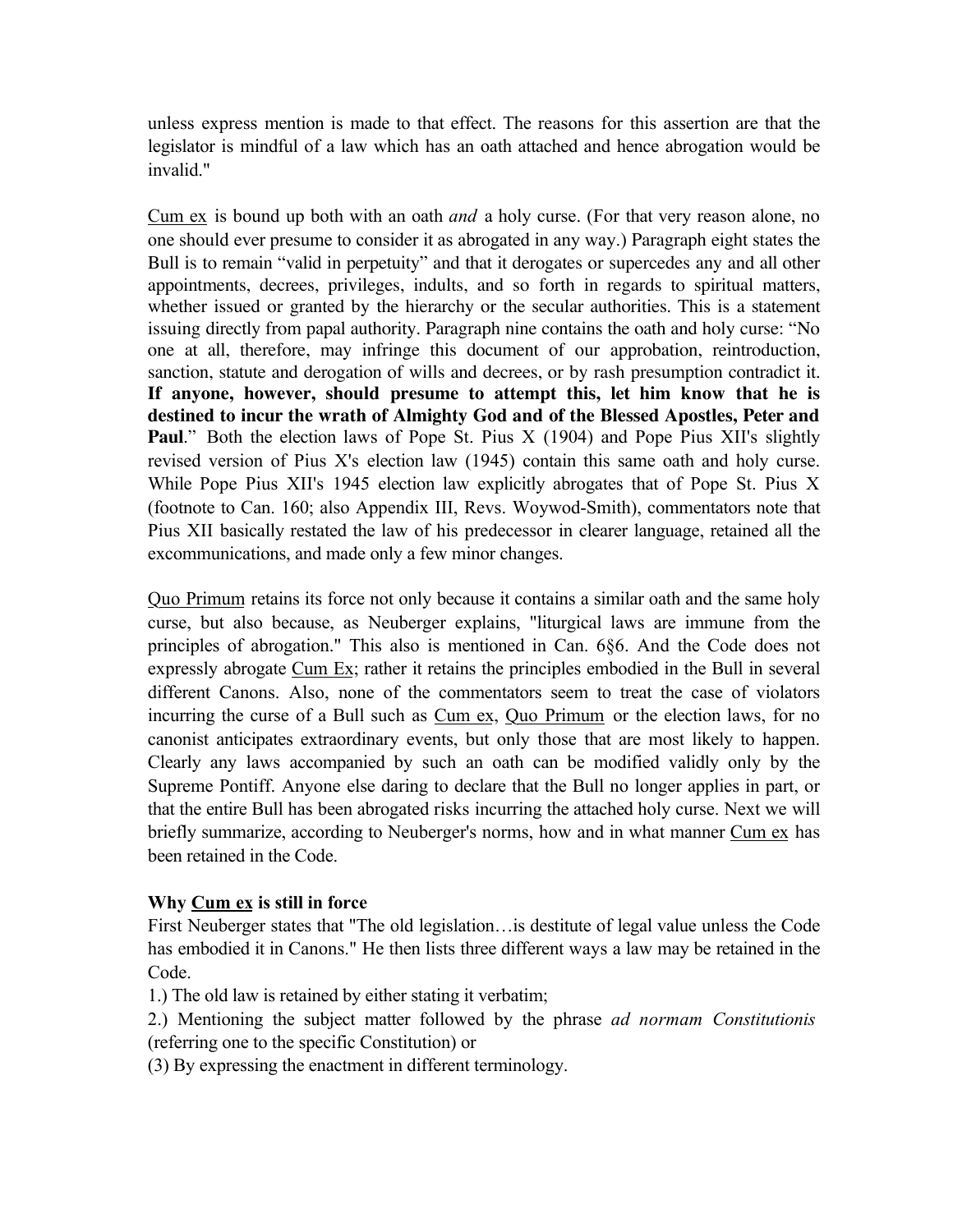unless express mention is made to that effect. The reasons for this assertion are that the legislator is mindful of a law which has an oath attached and hence abrogation would be invalid."

Cum ex is bound up both with an oath *and* a holy curse. (For that very reason alone, no one should ever presume to consider it as abrogated in any way.) Paragraph eight states the Bull is to remain "valid in perpetuity" and that it derogates or supercedes any and all other appointments, decrees, privileges, indults, and so forth in regards to spiritual matters, whether issued or granted by the hierarchy or the secular authorities. This is a statement issuing directly from papal authority. Paragraph nine contains the oath and holy curse: "No one at all, therefore, may infringe this document of our approbation, reintroduction, sanction, statute and derogation of wills and decrees, or by rash presumption contradict it. **If anyone, however, should presume to attempt this, let him know that he is destined to incur the wrath of Almighty God and of the Blessed Apostles, Peter and Paul**." Both the election laws of Pope St. Pius X (1904) and Pope Pius XII's slightly revised version of Pius X's election law (1945) contain this same oath and holy curse. While Pope Pius XII's 1945 election law explicitly abrogates that of Pope St. Pius X (footnote to Can. 160; also Appendix III, Revs. Woywod-Smith), commentators note that Pius XII basically restated the law of his predecessor in clearer language, retained all the excommunications, and made only a few minor changes.

Quo Primum retains its force not only because it contains a similar oath and the same holy curse, but also because, as Neuberger explains, "liturgical laws are immune from the principles of abrogation." This also is mentioned in Can. 6§6. And the Code does not expressly abrogate Cum Ex; rather it retains the principles embodied in the Bull in several different Canons. Also, none of the commentators seem to treat the case of violators incurring the curse of a Bull such as Cum ex, Quo Primum or the election laws, for no canonist anticipates extraordinary events, but only those that are most likely to happen. Clearly any laws accompanied by such an oath can be modified validly only by the Supreme Pontiff. Anyone else daring to declare that the Bull no longer applies in part, or that the entire Bull has been abrogated risks incurring the attached holy curse. Next we will briefly summarize, according to Neuberger's norms, how and in what manner Cum ex has been retained in the Code.

**Why Cum ex is still in force**

First Neuberger states that "The old legislation…is destitute of legal value unless the Code has embodied it in Canons." He then lists three different ways a law may be retained in the Code.

1.) The old law is retained by either stating it verbatim;

2.) Mentioning the subject matter followed by the phrase *ad normam Constitutionis* (referring one to the specific Constitution) or

(3) By expressing the enactment in different terminology.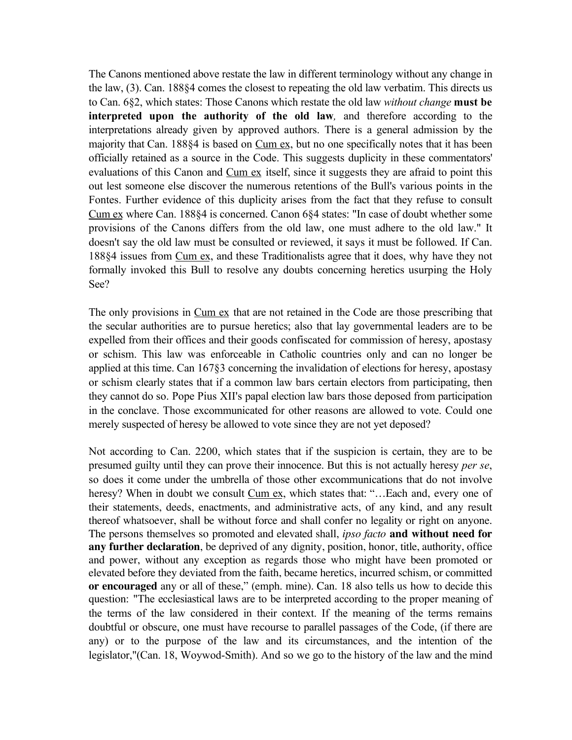The Canons mentioned above restate the law in different terminology without any change in the law, (3). Can. 188§4 comes the closest to repeating the old law verbatim. This directs us to Can. 6§2, which states: Those Canons which restate the old law *without change* **must be interpreted upon the authority of the old law***,* and therefore according to the interpretations already given by approved authors. There is a general admission by the majority that Can. 188§4 is based on Cum ex, but no one specifically notes that it has been officially retained as a source in the Code. This suggests duplicity in these commentators' evaluations of this Canon and Cum ex itself, since it suggests they are afraid to point this out lest someone else discover the numerous retentions of the Bull's various points in the Fontes. Further evidence of this duplicity arises from the fact that they refuse to consult Cum ex where Can. 188§4 is concerned. Canon 6§4 states: "In case of doubt whether some provisions of the Canons differs from the old law, one must adhere to the old law." It doesn't say the old law must be consulted or reviewed, it says it must be followed. If Can. 188§4 issues from Cum ex, and these Traditionalists agree that it does, why have they not formally invoked this Bull to resolve any doubts concerning heretics usurping the Holy See?

The only provisions in Cum ex that are not retained in the Code are those prescribing that the secular authorities are to pursue heretics; also that lay governmental leaders are to be expelled from their offices and their goods confiscated for commission of heresy, apostasy or schism. This law was enforceable in Catholic countries only and can no longer be applied at this time. Can 167§3 concerning the invalidation of elections for heresy, apostasy or schism clearly states that if a common law bars certain electors from participating, then they cannot do so. Pope Pius XII's papal election law bars those deposed from participation in the conclave. Those excommunicated for other reasons are allowed to vote. Could one merely suspected of heresy be allowed to vote since they are not yet deposed?

Not according to Can. 2200, which states that if the suspicion is certain, they are to be presumed guilty until they can prove their innocence. But this is not actually heresy *per se*, so does it come under the umbrella of those other excommunications that do not involve heresy? When in doubt we consult Cum ex, which states that: "…Each and, every one of their statements, deeds, enactments, and administrative acts, of any kind, and any result thereof whatsoever, shall be without force and shall confer no legality or right on anyone. The persons themselves so promoted and elevated shall, *ipso facto* **and without need for any further declaration**, be deprived of any dignity, position, honor, title, authority, office and power, without any exception as regards those who might have been promoted or elevated before they deviated from the faith, became heretics, incurred schism, or committed **or encouraged** any or all of these," (emph. mine). Can. 18 also tells us how to decide this question: "The ecclesiastical laws are to be interpreted according to the proper meaning of the terms of the law considered in their context. If the meaning of the terms remains doubtful or obscure, one must have recourse to parallel passages of the Code, (if there are any) or to the purpose of the law and its circumstances, and the intention of the legislator,"(Can. 18, Woywod-Smith). And so we go to the history of the law and the mind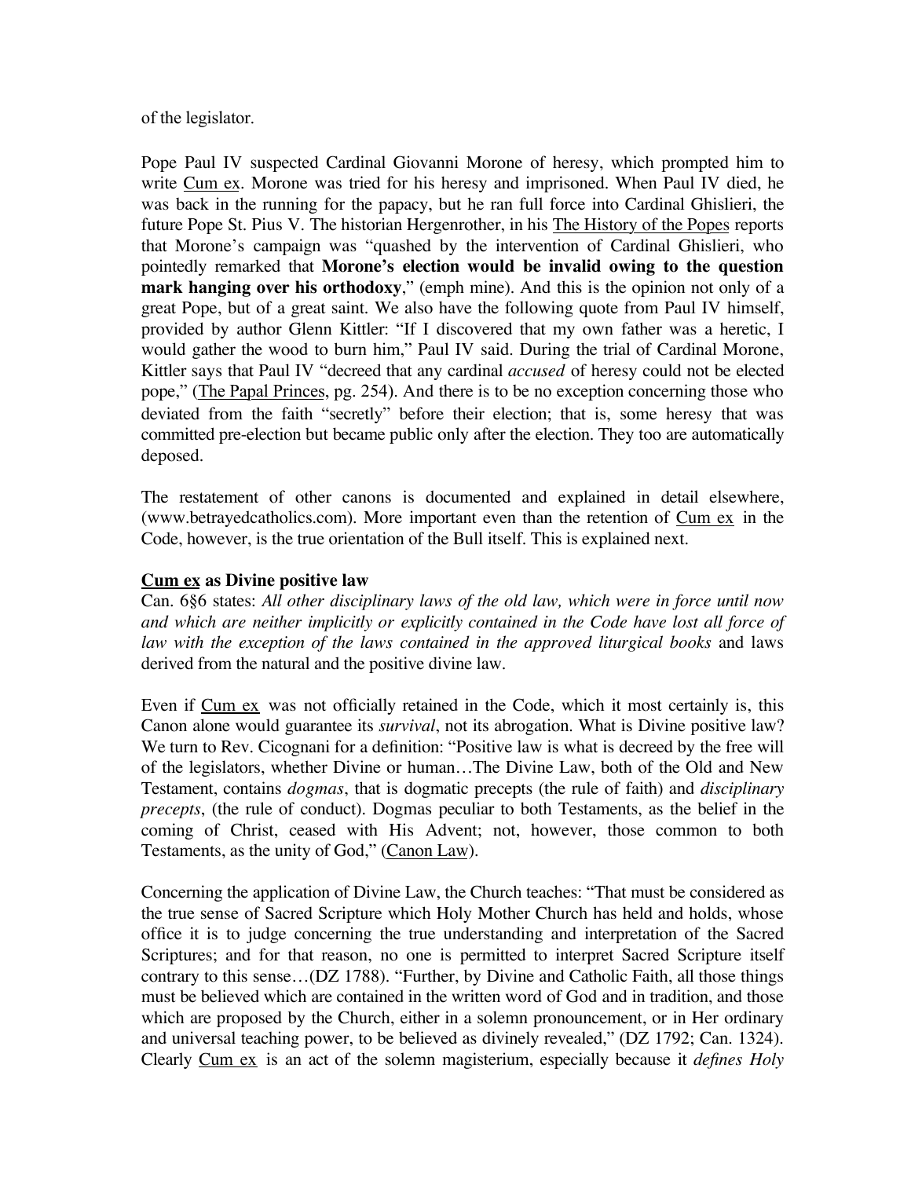of the legislator.

Pope Paul IV suspected Cardinal Giovanni Morone of heresy, which prompted him to write Cum ex. Morone was tried for his heresy and imprisoned. When Paul IV died, he was back in the running for the papacy, but he ran full force into Cardinal Ghislieri, the future Pope St. Pius V. The historian Hergenrother, in his The History of the Popes reports that Morone's campaign was "quashed by the intervention of Cardinal Ghislieri, who pointedly remarked that **Morone's election would be invalid owing to the question mark hanging over his orthodoxy**," (emph mine). And this is the opinion not only of a great Pope, but of a great saint. We also have the following quote from Paul IV himself, provided by author Glenn Kittler: "If I discovered that my own father was a heretic, I would gather the wood to burn him," Paul IV said. During the trial of Cardinal Morone, Kittler says that Paul IV "decreed that any cardinal *accused* of heresy could not be elected pope," (The Papal Princes, pg. 254). And there is to be no exception concerning those who deviated from the faith "secretly" before their election; that is, some heresy that was committed pre-election but became public only after the election. They too are automatically deposed.

The restatement of other canons is documented and explained in detail elsewhere, (www.betrayedcatholics.com). More important even than the retention of Cum ex in the Code, however, is the true orientation of the Bull itself. This is explained next.

**Cum ex as Divine positive law**

Can. 6§6 states: *All other disciplinary laws of the old law, which were in force until now and which are neither implicitly or explicitly contained in the Code have lost all force of law with the exception of the laws contained in the approved liturgical books* and laws derived from the natural and the positive divine law.

Even if Cum ex was not officially retained in the Code, which it most certainly is, this Canon alone would guarantee its *survival*, not its abrogation. What is Divine positive law? We turn to Rev. Cicognani for a definition: "Positive law is what is decreed by the free will of the legislators, whether Divine or human…The Divine Law, both of the Old and New Testament, contains *dogmas*, that is dogmatic precepts (the rule of faith) and *disciplinary precepts*, (the rule of conduct). Dogmas peculiar to both Testaments, as the belief in the coming of Christ, ceased with His Advent; not, however, those common to both Testaments, as the unity of God," (Canon Law).

Concerning the application of Divine Law, the Church teaches: "That must be considered as the true sense of Sacred Scripture which Holy Mother Church has held and holds, whose office it is to judge concerning the true understanding and interpretation of the Sacred Scriptures; and for that reason, no one is permitted to interpret Sacred Scripture itself contrary to this sense…(DZ 1788). "Further, by Divine and Catholic Faith, all those things must be believed which are contained in the written word of God and in tradition, and those which are proposed by the Church, either in a solemn pronouncement, or in Her ordinary and universal teaching power, to be believed as divinely revealed," (DZ 1792; Can. 1324). Clearly Cum ex is an act of the solemn magisterium, especially because it *defines Holy*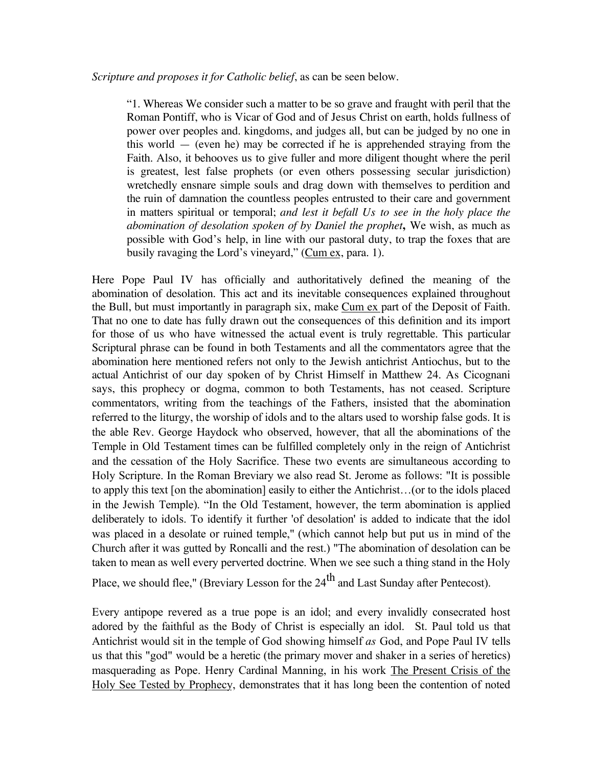*Scripture and proposes it for Catholic belief*, as can be seen below.

> "1. Whereas We consider such a matter to be so grave and fraught with peril that the Roman Pontiff, who is Vicar of God and of Jesus Christ on earth, holds fullness of power over peoples and. kingdoms, and judges all, but can be judged by no one in this world — (even he) may be corrected if he is apprehended straying from the Faith. Also, it behooves us to give fuller and more diligent thought where the peril is greatest, lest false prophets (or even others possessing secular jurisdiction) wretchedly ensnare simple souls and drag down with themselves to perdition and the ruin of damnation the countless peoples entrusted to their care and government in matters spiritual or temporal; *and lest it befall Us to see in the holy place the abomination of desolation spoken of by Daniel the prophet***,** We wish, as much as possible with God's help, in line with our pastoral duty, to trap the foxes that are busily ravaging the Lord's vineyard," (Cum ex, para. 1).

Here Pope Paul IV has officially and authoritatively defined the meaning of the abomination of desolation. This act and its inevitable consequences explained throughout the Bull, but must importantly in paragraph six, make Cum ex part of the Deposit of Faith. That no one to date has fully drawn out the consequences of this definition and its import for those of us who have witnessed the actual event is truly regrettable. This particular Scriptural phrase can be found in both Testaments and all the commentators agree that the abomination here mentioned refers not only to the Jewish antichrist Antiochus, but to the actual Antichrist of our day spoken of by Christ Himself in Matthew 24. As Cicognani says, this prophecy or dogma, common to both Testaments, has not ceased. Scripture commentators, writing from the teachings of the Fathers, insisted that the abomination referred to the liturgy, the worship of idols and to the altars used to worship false gods. It is the able Rev. George Haydock who observed, however, that all the abominations of the Temple in Old Testament times can be fulfilled completely only in the reign of Antichrist and the cessation of the Holy Sacrifice. These two events are simultaneous according to Holy Scripture. In the Roman Breviary we also read St. Jerome as follows: "It is possible to apply this text [on the abomination] easily to either the Antichrist…(or to the idols placed in the Jewish Temple). "In the Old Testament, however, the term abomination is applied deliberately to idols. To identify it further 'of desolation' is added to indicate that the idol was placed in a desolate or ruined temple," (which cannot help but put us in mind of the Church after it was gutted by Roncalli and the rest.) "The abomination of desolation can be taken to mean as well every perverted doctrine. When we see such a thing stand in the Holy Place, we should flee," (Breviary Lesson for the 24th and Last Sunday after Pentecost).

Every antipope revered as a true pope is an idol; and every invalidly consecrated host adored by the faithful as the Body of Christ is especially an idol. St. Paul told us that Antichrist would sit in the temple of God showing himself *as* God, and Pope Paul IV tells us that this "god" would be a heretic (the primary mover and shaker in a series of heretics) masquerading as Pope. Henry Cardinal Manning, in his work The Present Crisis of the Holy See Tested by Prophecy, demonstrates that it has long been the contention of noted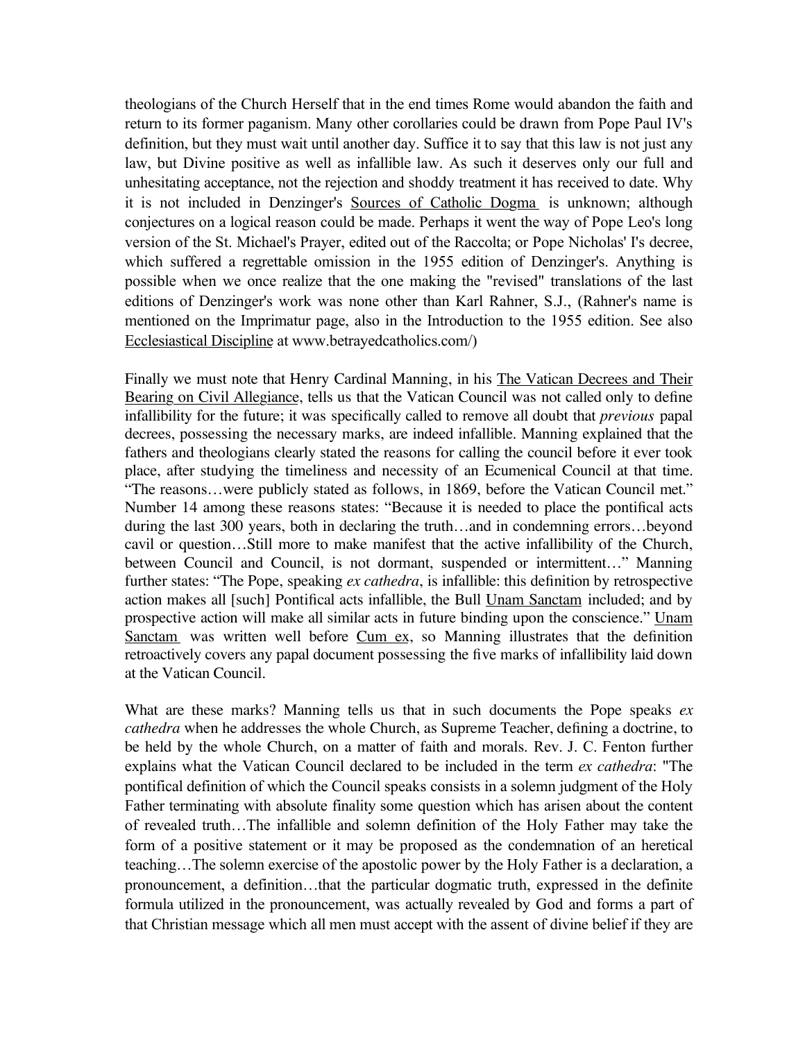theologians of the Church Herself that in the end times Rome would abandon the faith and return to its former paganism. Many other corollaries could be drawn from Pope Paul IV's definition, but they must wait until another day. Suffice it to say that this law is not just any law, but Divine positive as well as infallible law. As such it deserves only our full and unhesitating acceptance, not the rejection and shoddy treatment it has received to date. Why it is not included in Denzinger's Sources of Catholic Dogma is unknown; although conjectures on a logical reason could be made. Perhaps it went the way of Pope Leo's long version of the St. Michael's Prayer, edited out of the Raccolta; or Pope Nicholas' I's decree, which suffered a regrettable omission in the 1955 edition of Denzinger's. Anything is possible when we once realize that the one making the "revised" translations of the last editions of Denzinger's work was none other than Karl Rahner, S.J., (Rahner's name is mentioned on the Imprimatur page, also in the Introduction to the 1955 edition. See also Ecclesiastical Discipline at www.betrayedcatholics.com/)

Finally we must note that Henry Cardinal Manning, in his The Vatican Decrees and Their Bearing on Civil Allegiance, tells us that the Vatican Council was not called only to define infallibility for the future; it was specifically called to remove all doubt that *previous* papal decrees, possessing the necessary marks, are indeed infallible. Manning explained that the fathers and theologians clearly stated the reasons for calling the council before it ever took place, after studying the timeliness and necessity of an Ecumenical Council at that time. "The reasons…were publicly stated as follows, in 1869, before the Vatican Council met." Number 14 among these reasons states: "Because it is needed to place the pontifical acts during the last 300 years, both in declaring the truth…and in condemning errors…beyond cavil or question…Still more to make manifest that the active infallibility of the Church, between Council and Council, is not dormant, suspended or intermittent…" Manning further states: "The Pope, speaking *ex cathedra*, is infallible: this definition by retrospective action makes all [such] Pontifical acts infallible, the Bull Unam Sanctam included; and by prospective action will make all similar acts in future binding upon the conscience." Unam Sanctam was written well before Cum ex, so Manning illustrates that the definition retroactively covers any papal document possessing the five marks of infallibility laid down at the Vatican Council.

What are these marks? Manning tells us that in such documents the Pope speaks *ex cathedra* when he addresses the whole Church, as Supreme Teacher, defining a doctrine, to be held by the whole Church, on a matter of faith and morals. Rev. J. C. Fenton further explains what the Vatican Council declared to be included in the term *ex cathedra*: "The pontifical definition of which the Council speaks consists in a solemn judgment of the Holy Father terminating with absolute finality some question which has arisen about the content of revealed truth…The infallible and solemn definition of the Holy Father may take the form of a positive statement or it may be proposed as the condemnation of an heretical teaching…The solemn exercise of the apostolic power by the Holy Father is a declaration, a pronouncement, a definition…that the particular dogmatic truth, expressed in the definite formula utilized in the pronouncement, was actually revealed by God and forms a part of that Christian message which all men must accept with the assent of divine belief if they are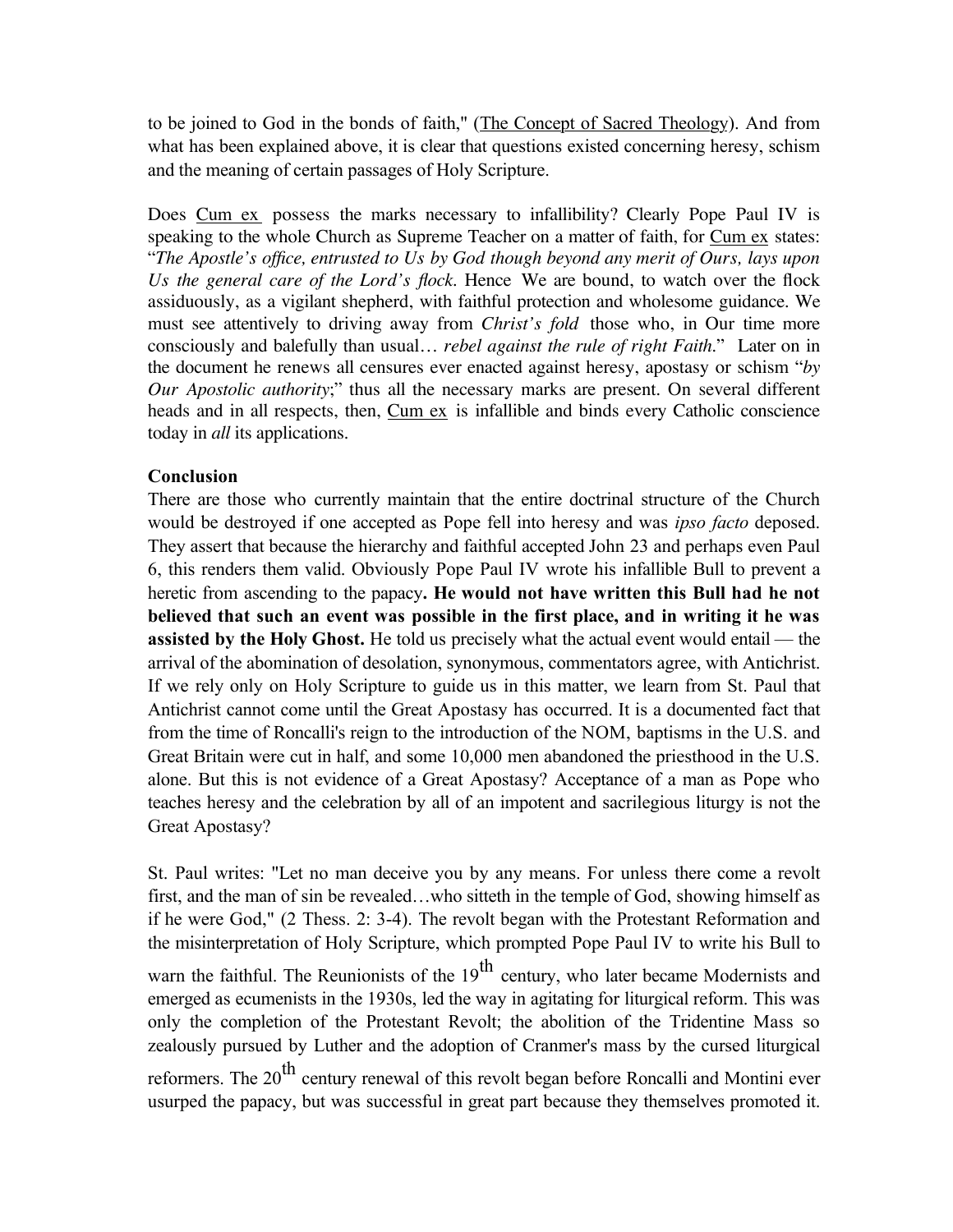to be joined to God in the bonds of faith," (The Concept of Sacred Theology). And from what has been explained above, it is clear that questions existed concerning heresy, schism and the meaning of certain passages of Holy Scripture.

Does Cum ex possess the marks necessary to infallibility? Clearly Pope Paul IV is speaking to the whole Church as Supreme Teacher on a matter of faith, for Cum ex states: "*The Apostle's office, entrusted to Us by God though beyond any merit of Ours, lays upon Us the general care of the Lord's flock*. Hence We are bound, to watch over the flock assiduously, as a vigilant shepherd, with faithful protection and wholesome guidance. We must see attentively to driving away from *Christ's fold* those who, in Our time more consciously and balefully than usual… *rebel against the rule of right Faith*." Later on in the document he renews all censures ever enacted against heresy, apostasy or schism "*by Our Apostolic authority*;" thus all the necessary marks are present. On several different heads and in all respects, then, Cum ex is infallible and binds every Catholic conscience today in *all* its applications.

**Conclusion**

There are those who currently maintain that the entire doctrinal structure of the Church would be destroyed if one accepted as Pope fell into heresy and was *ipso facto* deposed. They assert that because the hierarchy and faithful accepted John 23 and perhaps even Paul 6, this renders them valid. Obviously Pope Paul IV wrote his infallible Bull to prevent a heretic from ascending to the papacy**. He would not have written this Bull had he not believed that such an event was possible in the first place, and in writing it he was assisted by the Holy Ghost.** He told us precisely what the actual event would entail — the arrival of the abomination of desolation, synonymous, commentators agree, with Antichrist. If we rely only on Holy Scripture to guide us in this matter, we learn from St. Paul that Antichrist cannot come until the Great Apostasy has occurred. It is a documented fact that from the time of Roncalli's reign to the introduction of the NOM, baptisms in the U.S. and Great Britain were cut in half, and some 10,000 men abandoned the priesthood in the U.S. alone. But this is not evidence of a Great Apostasy? Acceptance of a man as Pope who teaches heresy and the celebration by all of an impotent and sacrilegious liturgy is not the Great Apostasy?

St. Paul writes: "Let no man deceive you by any means. For unless there come a revolt first, and the man of sin be revealed…who sitteth in the temple of God, showing himself as if he were God," (2 Thess. 2: 3-4). The revolt began with the Protestant Reformation and the misinterpretation of Holy Scripture, which prompted Pope Paul IV to write his Bull to warn the faithful. The Reunionists of the 19th century, who later became Modernists and emerged as ecumenists in the 1930s, led the way in agitating for liturgical reform. This was only the completion of the Protestant Revolt; the abolition of the Tridentine Mass so zealously pursued by Luther and the adoption of Cranmer's mass by the cursed liturgical reformers. The 20th century renewal of this revolt began before Roncalli and Montini ever usurped the papacy, but was successful in great part because they themselves promoted it.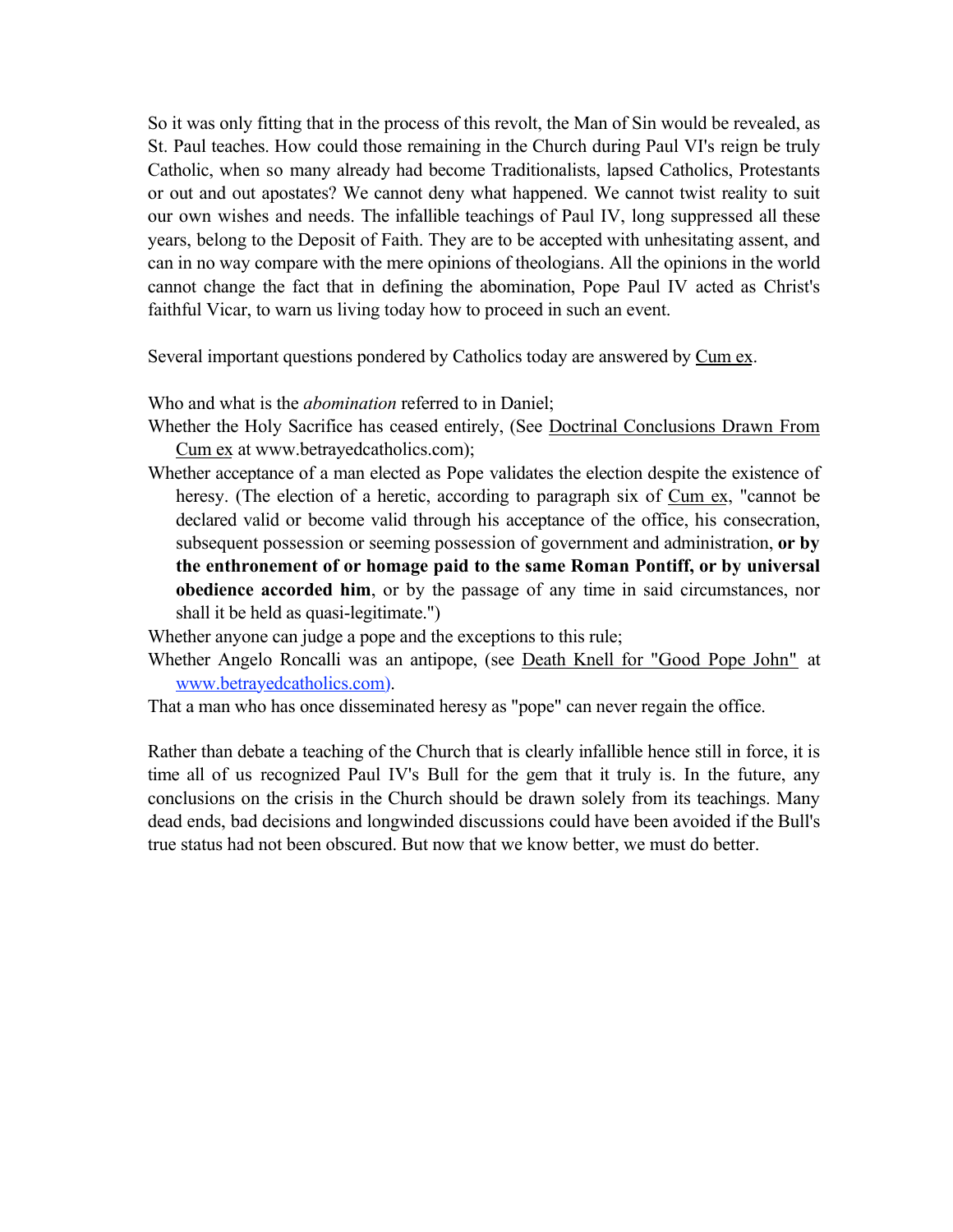So it was only fitting that in the process of this revolt, the Man of Sin would be revealed, as St. Paul teaches. How could those remaining in the Church during Paul VI's reign be truly Catholic, when so many already had become Traditionalists, lapsed Catholics, Protestants or out and out apostates? We cannot deny what happened. We cannot twist reality to suit our own wishes and needs. The infallible teachings of Paul IV, long suppressed all these years, belong to the Deposit of Faith. They are to be accepted with unhesitating assent, and can in no way compare with the mere opinions of theologians. All the opinions in the world cannot change the fact that in defining the abomination, Pope Paul IV acted as Christ's faithful Vicar, to warn us living today how to proceed in such an event.

Several important questions pondered by Catholics today are answered by Cum ex.

Who and what is the *abomination* referred to in Daniel;

Whether the Holy Sacrifice has ceased entirely, (See Doctrinal Conclusions Drawn From Cum ex at www.betrayedcatholics.com);

Whether acceptance of a man elected as Pope validates the election despite the existence of heresy. (The election of a heretic, according to paragraph six of Cum ex, "cannot be declared valid or become valid through his acceptance of the office, his consecration, subsequent possession or seeming possession of government and administration, **or by the enthronement of or homage paid to the same Roman Pontiff, or by universal obedience accorded him**, or by the passage of any time in said circumstances, nor shall it be held as quasi-legitimate.")

Whether anyone can judge a pope and the exceptions to this rule;

Whether Angelo Roncalli was an antipope, (see Death Knell for "Good Pope John" at www.betrayedcatholics.com).

That a man who has once disseminated heresy as "pope" can never regain the office.

Rather than debate a teaching of the Church that is clearly infallible hence still in force, it is time all of us recognized Paul IV's Bull for the gem that it truly is. In the future, any conclusions on the crisis in the Church should be drawn solely from its teachings. Many dead ends, bad decisions and longwinded discussions could have been avoided if the Bull's true status had not been obscured. But now that we know better, we must do better.